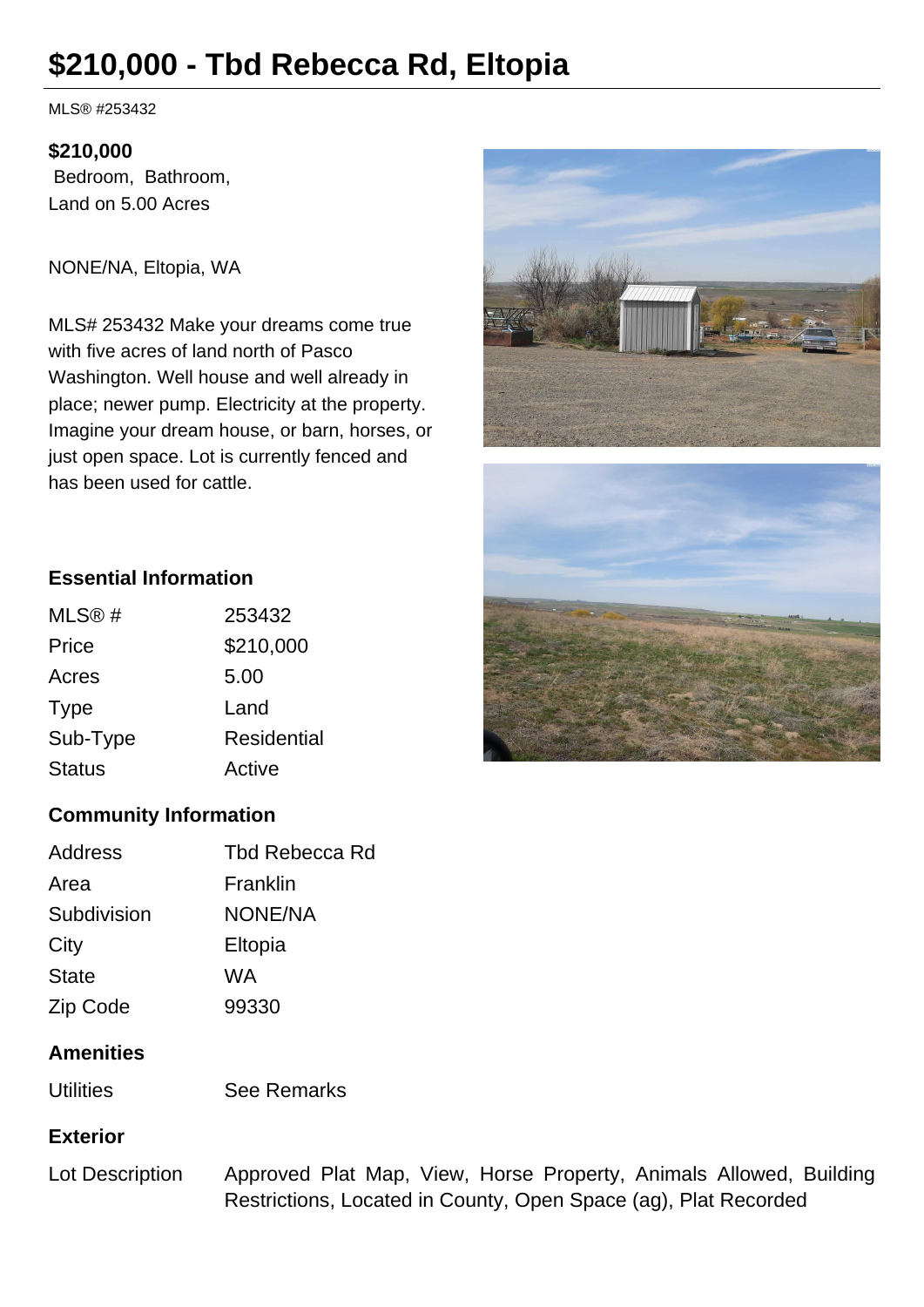# $210,000 - Tbd Rebecca Rd, Eltopia

MLS® #253432

**$210,000**
Bedroom, Bathroom,
Land on 5.00 Acres

NONE/NA, Eltopia, WA

MLS# 253432 Make your dreams come true with five acres of land north of Pasco Washington. Well house and well already in place; newer pump. Electricity at the property. Imagine your dream house, or barn, horses, or just open space. Lot is currently fenced and has been used for cattle.

### Essential Information

| | |
|---|---|
| MLS® # | 253432 |
| Price | $210,000 |
| Acres | 5.00 |
| Type | Land |
| Sub-Type | Residential |
| Status | Active |

### Community Information

| | |
|---|---|
| Address | Tbd Rebecca Rd |
| Area | Franklin |
| Subdivision | NONE/NA |
| City | Eltopia |
| State | WA |
| Zip Code | 99330 |

### Amenities

| | |
|---|---|
| Utilities | See Remarks |

### Exterior

| | |
|---|---|
| Lot Description | Approved Plat Map, View, Horse Property, Animals Allowed, Building Restrictions, Located in County, Open Space (ag), Plat Recorded |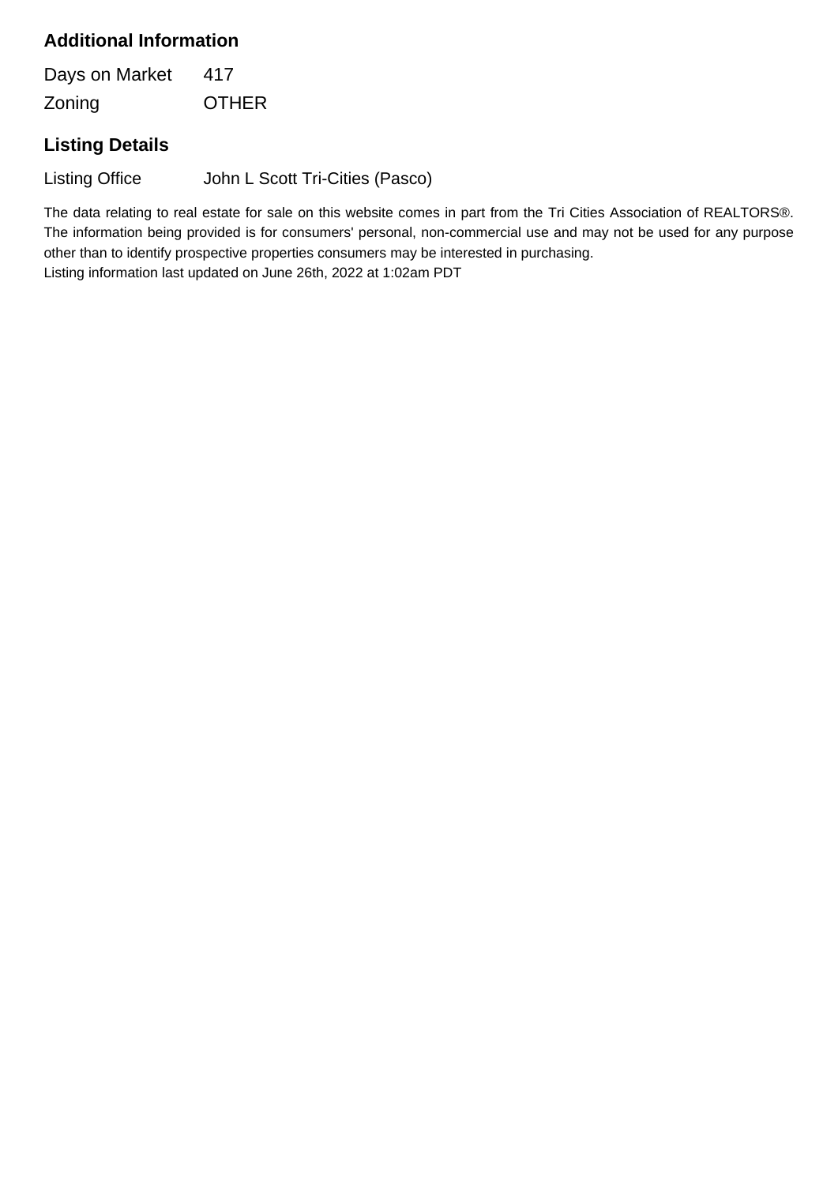## Additional Information

| | |
|---|---|
| Days on Market | 417 |
| Zoning | OTHER |

## Listing Details

| | |
|---|---|
| Listing Office | John L Scott Tri-Cities (Pasco) |

The data relating to real estate for sale on this website comes in part from the Tri Cities Association of REALTORS®. The information being provided is for consumers' personal, non-commercial use and may not be used for any purpose other than to identify prospective properties consumers may be interested in purchasing.
Listing information last updated on June 26th, 2022 at 1:02am PDT